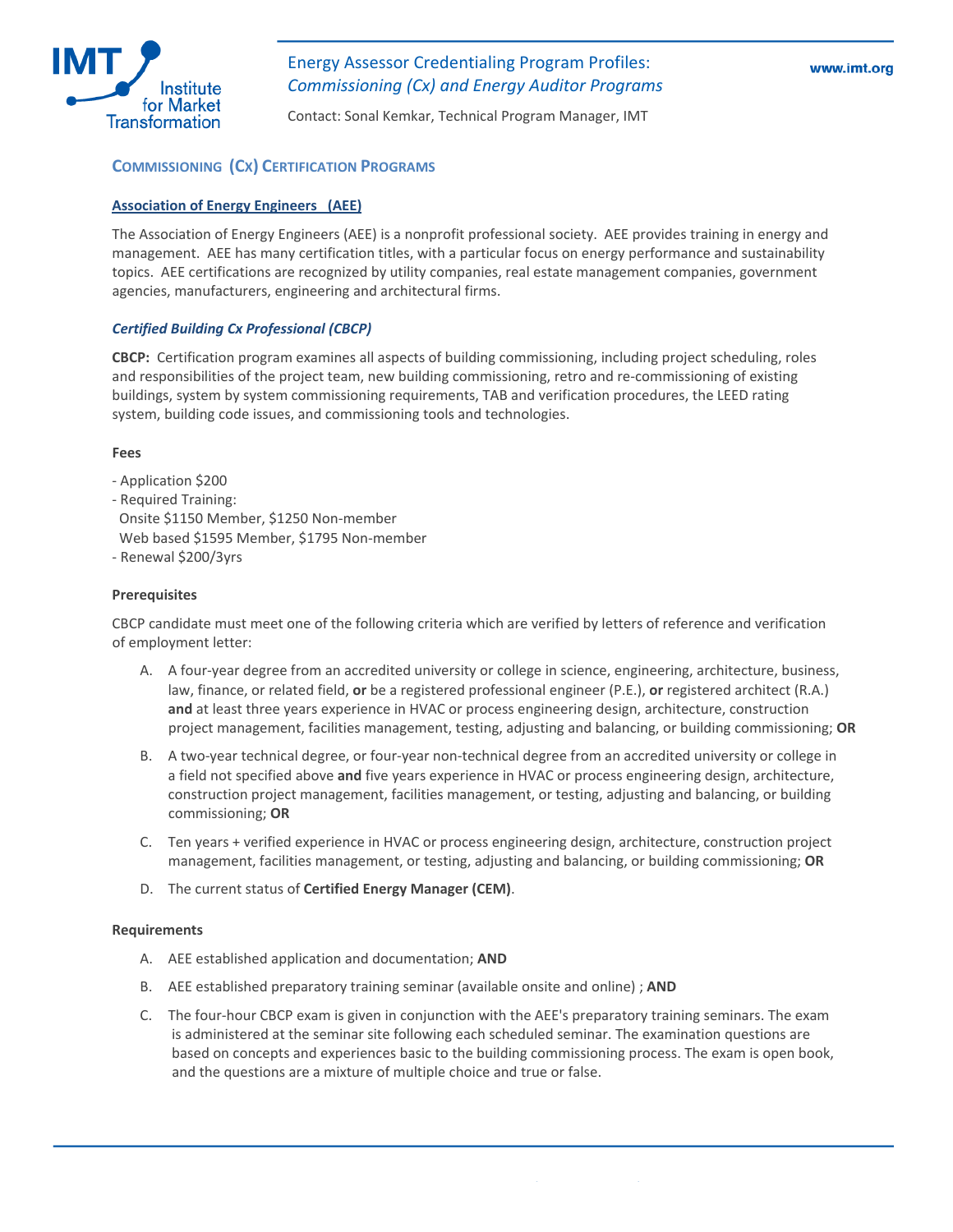# Energy Assessor Credentialing Program Profiles: *Commissioning (Cx) and Energy Auditor Programs*

Contact: Sonal Kemkar, Technical Program Manager, IMT

## COMMISSIONING (CX) CERTIFICATION PROGRAMS

### Association of Energy Engineers (AEE)

The Association of Energy Engineers (AEE) is a nonprofit professional society. AEE provides training in energy and management. AEE has many certification titles, with a particular focus on energy performance and sustainability topics. AEE certifications are recognized by utility companies, real estate management companies, government agencies, manufacturers, engineering and architectural firms.

#### *Certified Building Cx Professional (CBCP)*

**CBCP:** Certification program examines all aspects of building commissioning, including project scheduling, roles and responsibilities of the project team, new building commissioning, retro and re-commissioning of existing buildings, system by system commissioning requirements, TAB and verification procedures, the LEED rating system, building code issues, and commissioning tools and technologies.

**Fees**

- Application $200
- Required Training:
  Onsite $1150 Member, $1250 Non-member
  Web based $1595 Member, $1795 Non-member
- Renewal $200/3yrs

**Prerequisites**

CBCP candidate must meet one of the following criteria which are verified by letters of reference and verification of employment letter:

A. A four-year degree from an accredited university or college in science, engineering, architecture, business, law, finance, or related field, **or** be a registered professional engineer (P.E.), **or** registered architect (R.A.) **and** at least three years experience in HVAC or process engineering design, architecture, construction project management, facilities management, testing, adjusting and balancing, or building commissioning; **OR**

B. A two-year technical degree, or four-year non-technical degree from an accredited university or college in a field not specified above **and** five years experience in HVAC or process engineering design, architecture, construction project management, facilities management, or testing, adjusting and balancing, or building commissioning; **OR**

C. Ten years + verified experience in HVAC or process engineering design, architecture, construction project management, facilities management, or testing, adjusting and balancing, or building commissioning; **OR**

D. The current status of **Certified Energy Manager (CEM)**.

**Requirements**

A. AEE established application and documentation; **AND**

B. AEE established preparatory training seminar (available onsite and online) ; **AND**

C. The four-hour CBCP exam is given in conjunction with the AEE's preparatory training seminars. The exam is administered at the seminar site following each scheduled seminar. The examination questions are based on concepts and experiences basic to the building commissioning process. The exam is open book, and the questions are a mixture of multiple choice and true or false.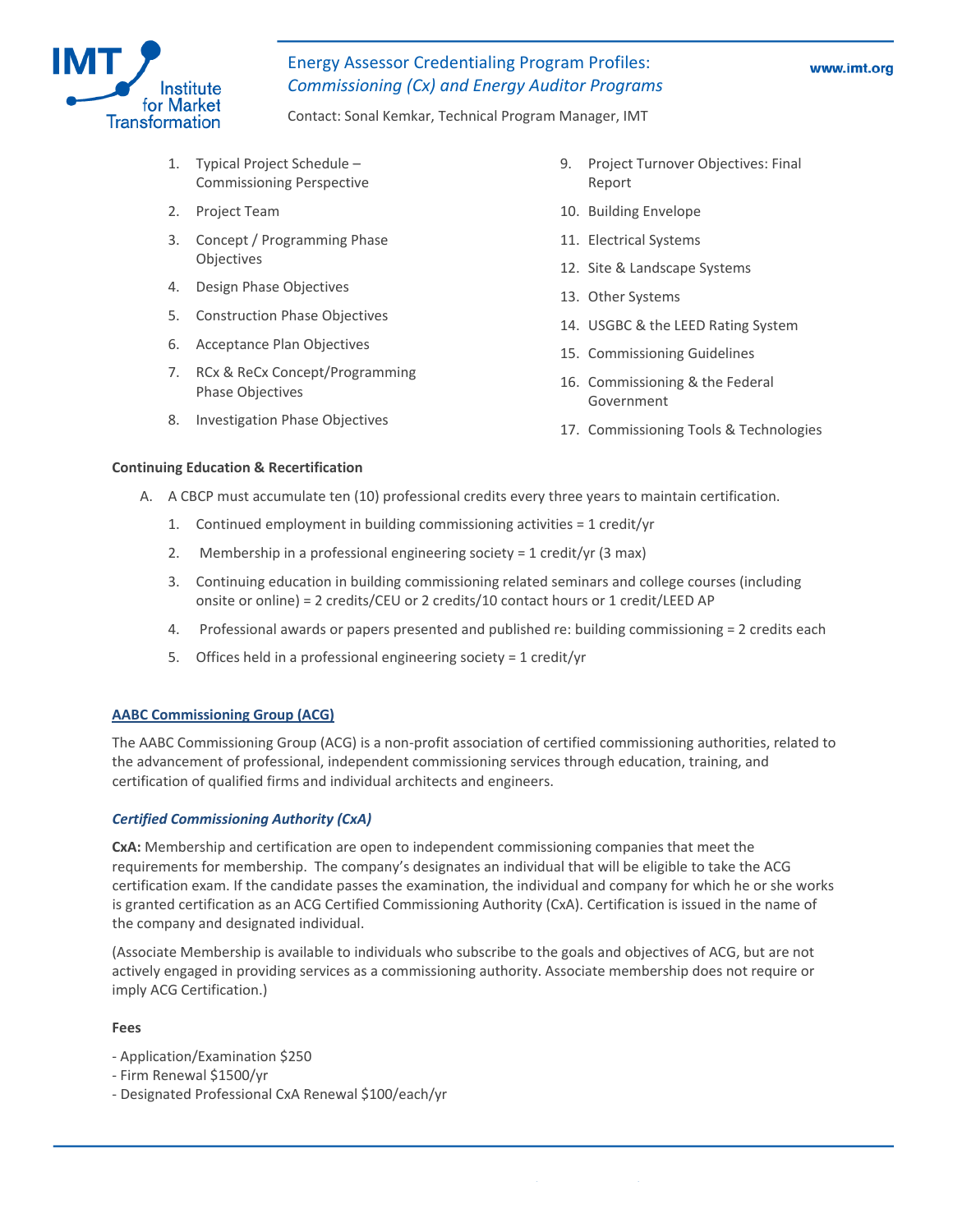1. Typical Project Schedule – Commissioning Perspective
2. Project Team
3. Concept / Programming Phase Objectives
4. Design Phase Objectives
5. Construction Phase Objectives
6. Acceptance Plan Objectives
7. RCx & ReCx Concept/Programming Phase Objectives
8. Investigation Phase Objectives
9. Project Turnover Objectives: Final Report
10. Building Envelope
11. Electrical Systems
12. Site & Landscape Systems
13. Other Systems
14. USGBC & the LEED Rating System
15. Commissioning Guidelines
16. Commissioning & the Federal Government
17. Commissioning Tools & Technologies

**Continuing Education & Recertification**

A. A CBCP must accumulate ten (10) professional credits every three years to maintain certification.
   1. Continued employment in building commissioning activities = 1 credit/yr
   2. Membership in a professional engineering society = 1 credit/yr (3 max)
   3. Continuing education in building commissioning related seminars and college courses (including onsite or online) = 2 credits/CEU or 2 credits/10 contact hours or 1 credit/LEED AP
   4. Professional awards or papers presented and published re: building commissioning = 2 credits each
   5. Offices held in a professional engineering society = 1 credit/yr

## AABC Commissioning Group (ACG)

The AABC Commissioning Group (ACG) is a non-profit association of certified commissioning authorities, related to the advancement of professional, independent commissioning services through education, training, and certification of qualified firms and individual architects and engineers.

### *Certified Commissioning Authority (CxA)*

**CxA:** Membership and certification are open to independent commissioning companies that meet the requirements for membership. The company's designates an individual that will be eligible to take the ACG certification exam. If the candidate passes the examination, the individual and company for which he or she works is granted certification as an ACG Certified Commissioning Authority (CxA). Certification is issued in the name of the company and designated individual.

(Associate Membership is available to individuals who subscribe to the goals and objectives of ACG, but are not actively engaged in providing services as a commissioning authority. Associate membership does not require or imply ACG Certification.)

**Fees**

- Application/Examination $250
- Firm Renewal $1500/yr
- Designated Professional CxA Renewal $100/each/yr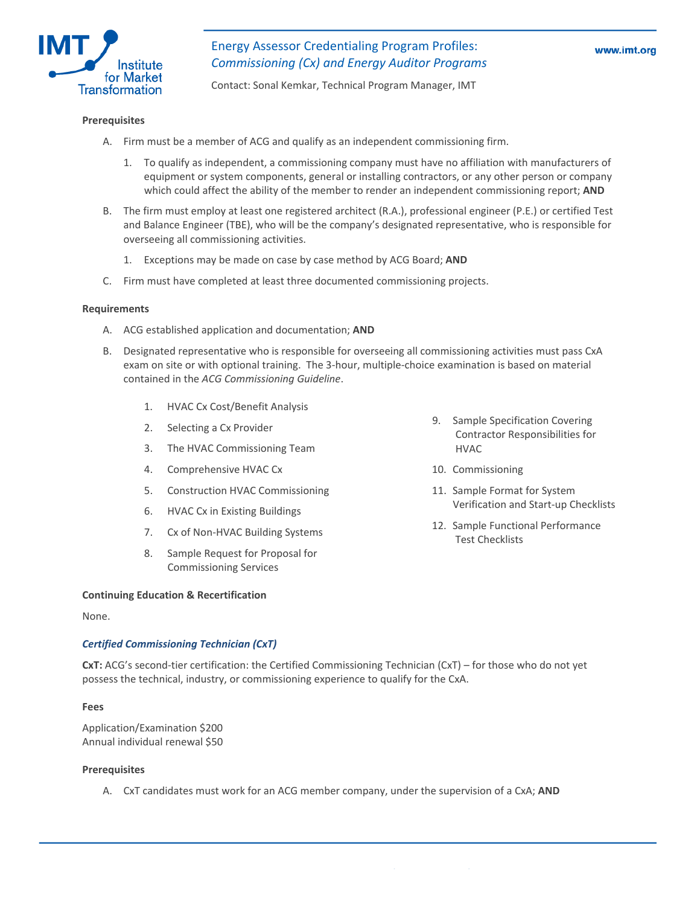**Prerequisites**

A. Firm must be a member of ACG and qualify as an independent commissioning firm.

   1. To qualify as independent, a commissioning company must have no affiliation with manufacturers of equipment or system components, general or installing contractors, or any other person or company which could affect the ability of the member to render an independent commissioning report; **AND**

B. The firm must employ at least one registered architect (R.A.), professional engineer (P.E.) or certified Test and Balance Engineer (TBE), who will be the company's designated representative, who is responsible for overseeing all commissioning activities.

   1. Exceptions may be made on case by case method by ACG Board; **AND**

C. Firm must have completed at least three documented commissioning projects.

**Requirements**

A. ACG established application and documentation; **AND**

B. Designated representative who is responsible for overseeing all commissioning activities must pass CxA exam on site or with optional training. The 3-hour, multiple-choice examination is based on material contained in the *ACG Commissioning Guideline*.

   1. HVAC Cx Cost/Benefit Analysis
   2. Selecting a Cx Provider
   3. The HVAC Commissioning Team
   4. Comprehensive HVAC Cx
   5. Construction HVAC Commissioning
   6. HVAC Cx in Existing Buildings
   7. Cx of Non-HVAC Building Systems
   8. Sample Request for Proposal for Commissioning Services
   9. Sample Specification Covering Contractor Responsibilities for HVAC
   10. Commissioning
   11. Sample Format for System Verification and Start-up Checklists
   12. Sample Functional Performance Test Checklists

**Continuing Education & Recertification**

None.

### *Certified Commissioning Technician (CxT)*

**CxT:** ACG's second-tier certification: the Certified Commissioning Technician (CxT) – for those who do not yet possess the technical, industry, or commissioning experience to qualify for the CxA.

**Fees**

Application/Examination $200
Annual individual renewal $50

**Prerequisites**

A. CxT candidates must work for an ACG member company, under the supervision of a CxA; **AND**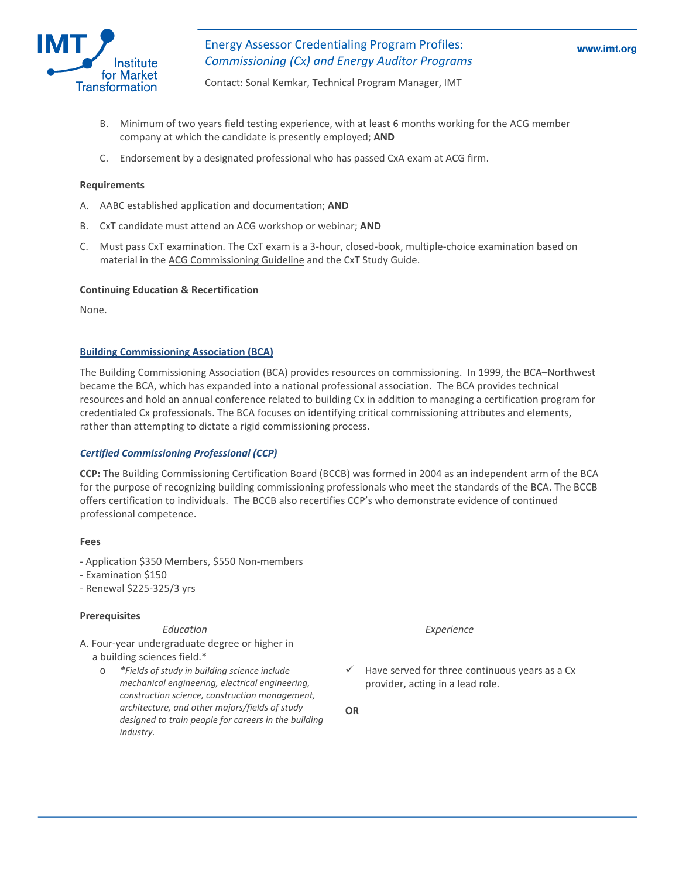B. Minimum of two years field testing experience, with at least 6 months working for the ACG member company at which the candidate is presently employed; **AND**

C. Endorsement by a designated professional who has passed CxA exam at ACG firm.

**Requirements**

A. AABC established application and documentation; **AND**

B. CxT candidate must attend an ACG workshop or webinar; **AND**

C. Must pass CxT examination. The CxT exam is a 3-hour, closed-book, multiple-choice examination based on material in the ACG Commissioning Guideline and the CxT Study Guide.

**Continuing Education & Recertification**

None.

## Building Commissioning Association (BCA)

The Building Commissioning Association (BCA) provides resources on commissioning. In 1999, the BCA–Northwest became the BCA, which has expanded into a national professional association. The BCA provides technical resources and hold an annual conference related to building Cx in addition to managing a certification program for credentialed Cx professionals. The BCA focuses on identifying critical commissioning attributes and elements, rather than attempting to dictate a rigid commissioning process.

### *Certified Commissioning Professional (CCP)*

**CCP:** The Building Commissioning Certification Board (BCCB) was formed in 2004 as an independent arm of the BCA for the purpose of recognizing building commissioning professionals who meet the standards of the BCA. The BCCB offers certification to individuals. The BCCB also recertifies CCP's who demonstrate evidence of continued professional competence.

**Fees**

- Application $350 Members, $550 Non-members
- Examination $150
- Renewal $225-325/3 yrs

**Prerequisites**

| *Education* | *Experience* |
|---|---|
| A. Four-year undergraduate degree or higher in a building sciences field.*<br>o *\*Fields of study in building science include mechanical engineering, electrical engineering, construction science, construction management, architecture, and other majors/fields of study designed to train people for careers in the building industry.* | ✓ Have served for three continuous years as a Cx provider, acting in a lead role.<br><br>**OR** |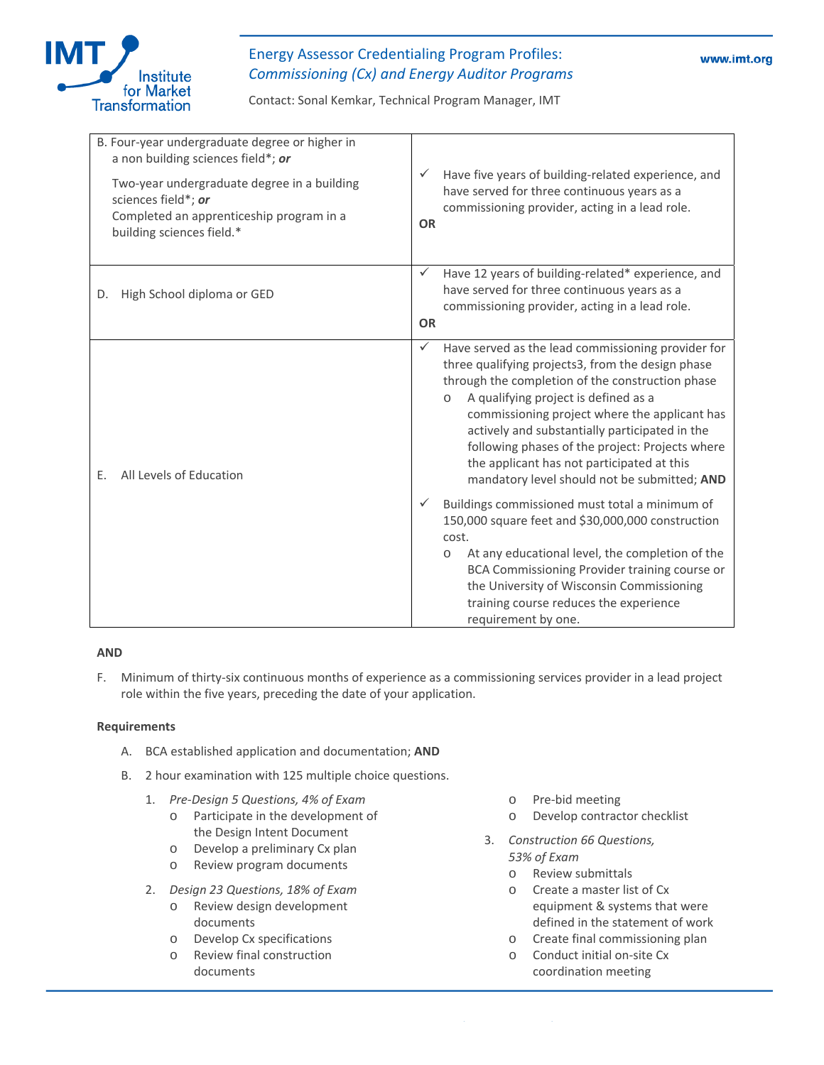| | |
|---|---|
| B. Four-year undergraduate degree or higher in a non building sciences field*; ***or*** <br><br> Two-year undergraduate degree in a building sciences field*; ***or*** <br> Completed an apprenticeship program in a building sciences field.* | ✓ Have five years of building-related experience, and have served for three continuous years as a commissioning provider, acting in a lead role. <br> **OR** |
| D. High School diploma or GED | ✓ Have 12 years of building-related* experience, and have served for three continuous years as a commissioning provider, acting in a lead role. <br> **OR** |
| E. All Levels of Education | ✓ Have served as the lead commissioning provider for three qualifying projects3, from the design phase through the completion of the construction phase <br> o A qualifying project is defined as a commissioning project where the applicant has actively and substantially participated in the following phases of the project: Projects where the applicant has not participated at this mandatory level should not be submitted; **AND** <br><br> ✓ Buildings commissioned must total a minimum of 150,000 square feet and $30,000,000 construction cost. <br> o At any educational level, the completion of the BCA Commissioning Provider training course or the University of Wisconsin Commissioning training course reduces the experience requirement by one. |

**AND**

F. Minimum of thirty-six continuous months of experience as a commissioning services provider in a lead project role within the five years, preceding the date of your application.

**Requirements**

A. BCA established application and documentation; **AND**

B. 2 hour examination with 125 multiple choice questions.

1. *Pre-Design 5 Questions, 4% of Exam*
   - Participate in the development of the Design Intent Document
   - Develop a preliminary Cx plan
   - Review program documents
2. *Design 23 Questions, 18% of Exam*
   - Review design development documents
   - Develop Cx specifications
   - Review final construction documents
   - Pre-bid meeting
   - Develop contractor checklist
3. *Construction 66 Questions, 53% of Exam*
   - Review submittals
   - Create a master list of Cx equipment & systems that were defined in the statement of work
   - Create final commissioning plan
   - Conduct initial on-site Cx coordination meeting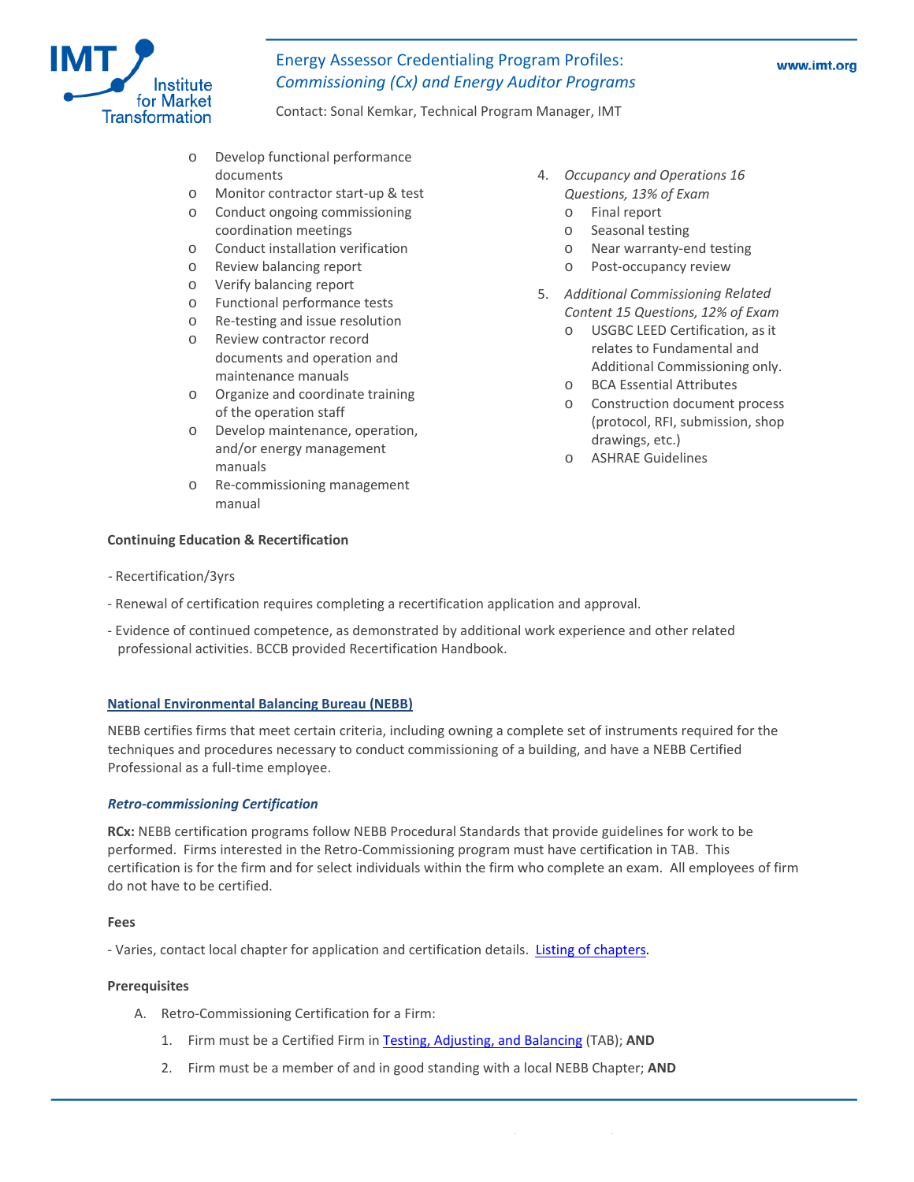- Develop functional performance documents
- Monitor contractor start-up & test
- Conduct ongoing commissioning coordination meetings
- Conduct installation verification
- Review balancing report
- Verify balancing report
- Functional performance tests
- Re-testing and issue resolution
- Review contractor record documents and operation and maintenance manuals
- Organize and coordinate training of the operation staff
- Develop maintenance, operation, and/or energy management manuals
- Re-commissioning management manual

4. *Occupancy and Operations 16 Questions, 13% of Exam*
    - Final report
    - Seasonal testing
    - Near warranty-end testing
    - Post-occupancy review
5. *Additional Commissioning Related Content 15 Questions, 12% of Exam*
    - USGBC LEED Certification, as it relates to Fundamental and Additional Commissioning only.
    - BCA Essential Attributes
    - Construction document process (protocol, RFI, submission, shop drawings, etc.)
    - ASHRAE Guidelines

**Continuing Education & Recertification**

- Recertification/3yrs
- Renewal of certification requires completing a recertification application and approval.
- Evidence of continued competence, as demonstrated by additional work experience and other related professional activities. BCCB provided Recertification Handbook.

## National Environmental Balancing Bureau (NEBB)

NEBB certifies firms that meet certain criteria, including owning a complete set of instruments required for the techniques and procedures necessary to conduct commissioning of a building, and have a NEBB Certified Professional as a full-time employee.

### *Retro-commissioning Certification*

**RCx:** NEBB certification programs follow NEBB Procedural Standards that provide guidelines for work to be performed. Firms interested in the Retro-Commissioning program must have certification in TAB. This certification is for the firm and for select individuals within the firm who complete an exam. All employees of firm do not have to be certified.

**Fees**

- Varies, contact local chapter for application and certification details. Listing of chapters.

**Prerequisites**

A. Retro-Commissioning Certification for a Firm:
    1. Firm must be a Certified Firm in Testing, Adjusting, and Balancing (TAB); **AND**
    2. Firm must be a member of and in good standing with a local NEBB Chapter; **AND**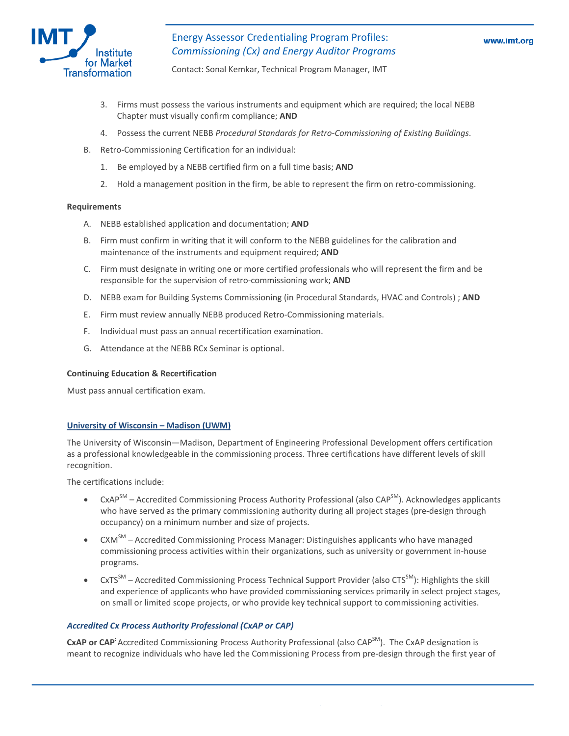3. Firms must possess the various instruments and equipment which are required; the local NEBB Chapter must visually confirm compliance; **AND**

4. Possess the current NEBB *Procedural Standards for Retro-Commissioning of Existing Buildings*.

B. Retro-Commissioning Certification for an individual:

1. Be employed by a NEBB certified firm on a full time basis; **AND**

2. Hold a management position in the firm, be able to represent the firm on retro-commissioning.

**Requirements**

A. NEBB established application and documentation; **AND**

B. Firm must confirm in writing that it will conform to the NEBB guidelines for the calibration and maintenance of the instruments and equipment required; **AND**

C. Firm must designate in writing one or more certified professionals who will represent the firm and be responsible for the supervision of retro-commissioning work; **AND**

D. NEBB exam for Building Systems Commissioning (in Procedural Standards, HVAC and Controls) ; **AND**

E. Firm must review annually NEBB produced Retro-Commissioning materials.

F. Individual must pass an annual recertification examination.

G. Attendance at the NEBB RCx Seminar is optional.

**Continuing Education & Recertification**

Must pass annual certification exam.

## University of Wisconsin – Madison (UWM)

The University of Wisconsin—Madison, Department of Engineering Professional Development offers certification as a professional knowledgeable in the commissioning process. Three certifications have different levels of skill recognition.

The certifications include:

- CxAP^SM – Accredited Commissioning Process Authority Professional (also CAP^SM). Acknowledges applicants who have served as the primary commissioning authority during all project stages (pre-design through occupancy) on a minimum number and size of projects.
- CXM^SM – Accredited Commissioning Process Manager: Distinguishes applicants who have managed commissioning process activities within their organizations, such as university or government in-house programs.
- CxTS^SM – Accredited Commissioning Process Technical Support Provider (also CTS^SM): Highlights the skill and experience of applicants who have provided commissioning services primarily in select project stages, on small or limited scope projects, or who provide key technical support to commissioning activities.

### *Accredited Cx Process Authority Professional (CxAP or CAP)*

**CxAP or CAP**: Accredited Commissioning Process Authority Professional (also CAP^SM). The CxAP designation is meant to recognize individuals who have led the Commissioning Process from pre-design through the first year of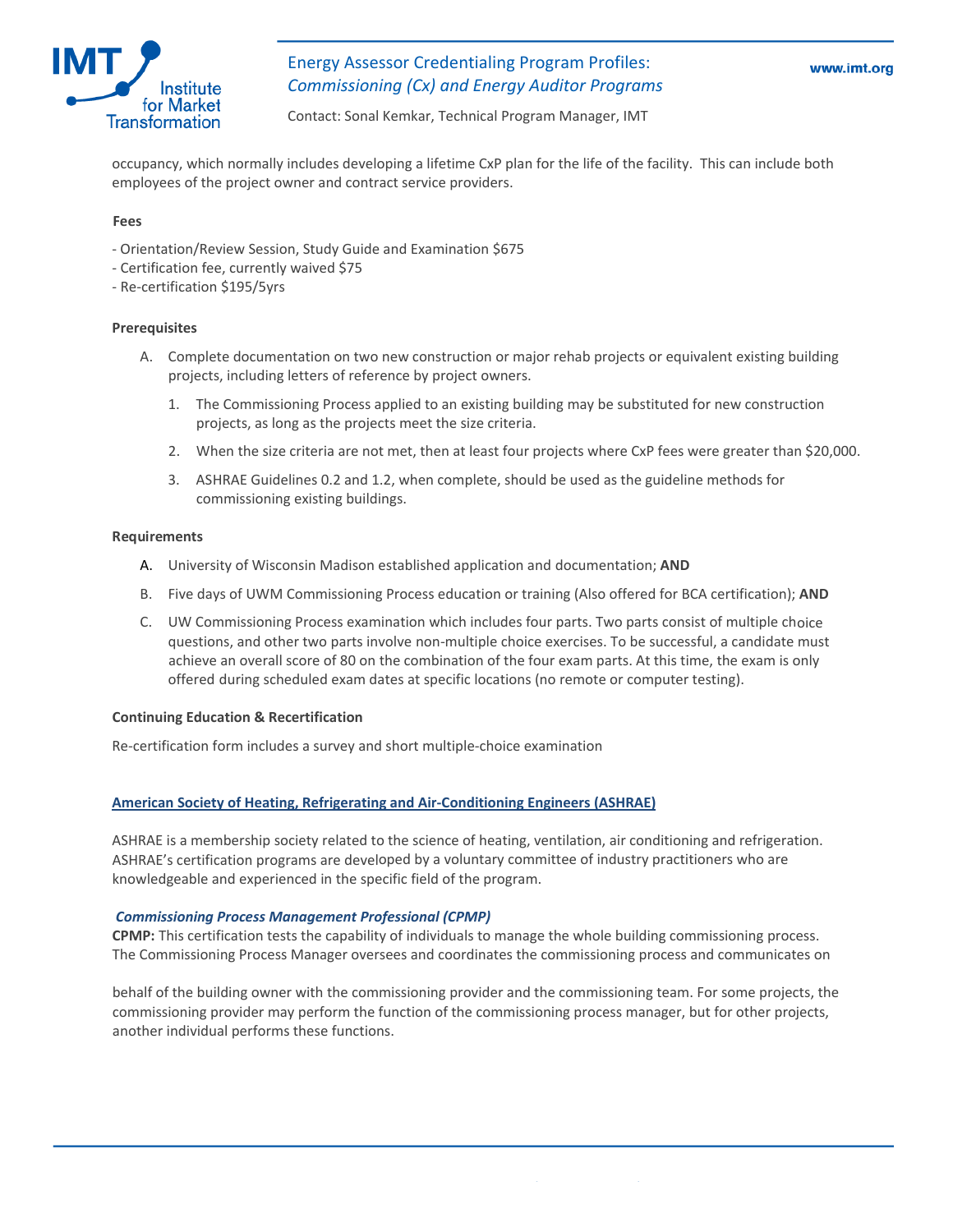occupancy, which normally includes developing a lifetime CxP plan for the life of the facility. This can include both employees of the project owner and contract service providers.

**Fees**

- Orientation/Review Session, Study Guide and Examination $675
- Certification fee, currently waived $75
- Re-certification $195/5yrs

**Prerequisites**

A. Complete documentation on two new construction or major rehab projects or equivalent existing building projects, including letters of reference by project owners.

   1. The Commissioning Process applied to an existing building may be substituted for new construction projects, as long as the projects meet the size criteria.
   2. When the size criteria are not met, then at least four projects where CxP fees were greater than $20,000.
   3. ASHRAE Guidelines 0.2 and 1.2, when complete, should be used as the guideline methods for commissioning existing buildings.

**Requirements**

A. University of Wisconsin Madison established application and documentation; **AND**

B. Five days of UWM Commissioning Process education or training (Also offered for BCA certification); **AND**

C. UW Commissioning Process examination which includes four parts. Two parts consist of multiple choice questions, and other two parts involve non-multiple choice exercises. To be successful, a candidate must achieve an overall score of 80 on the combination of the four exam parts. At this time, the exam is only offered during scheduled exam dates at specific locations (no remote or computer testing).

**Continuing Education & Recertification**

Re-certification form includes a survey and short multiple-choice examination

## American Society of Heating, Refrigerating and Air-Conditioning Engineers (ASHRAE)

ASHRAE is a membership society related to the science of heating, ventilation, air conditioning and refrigeration. ASHRAE's certification programs are developed by a voluntary committee of industry practitioners who are knowledgeable and experienced in the specific field of the program.

### *Commissioning Process Management Professional (CPMP)*

**CPMP:** This certification tests the capability of individuals to manage the whole building commissioning process. The Commissioning Process Manager oversees and coordinates the commissioning process and communicates on behalf of the building owner with the commissioning provider and the commissioning team. For some projects, the commissioning provider may perform the function of the commissioning process manager, but for other projects, another individual performs these functions.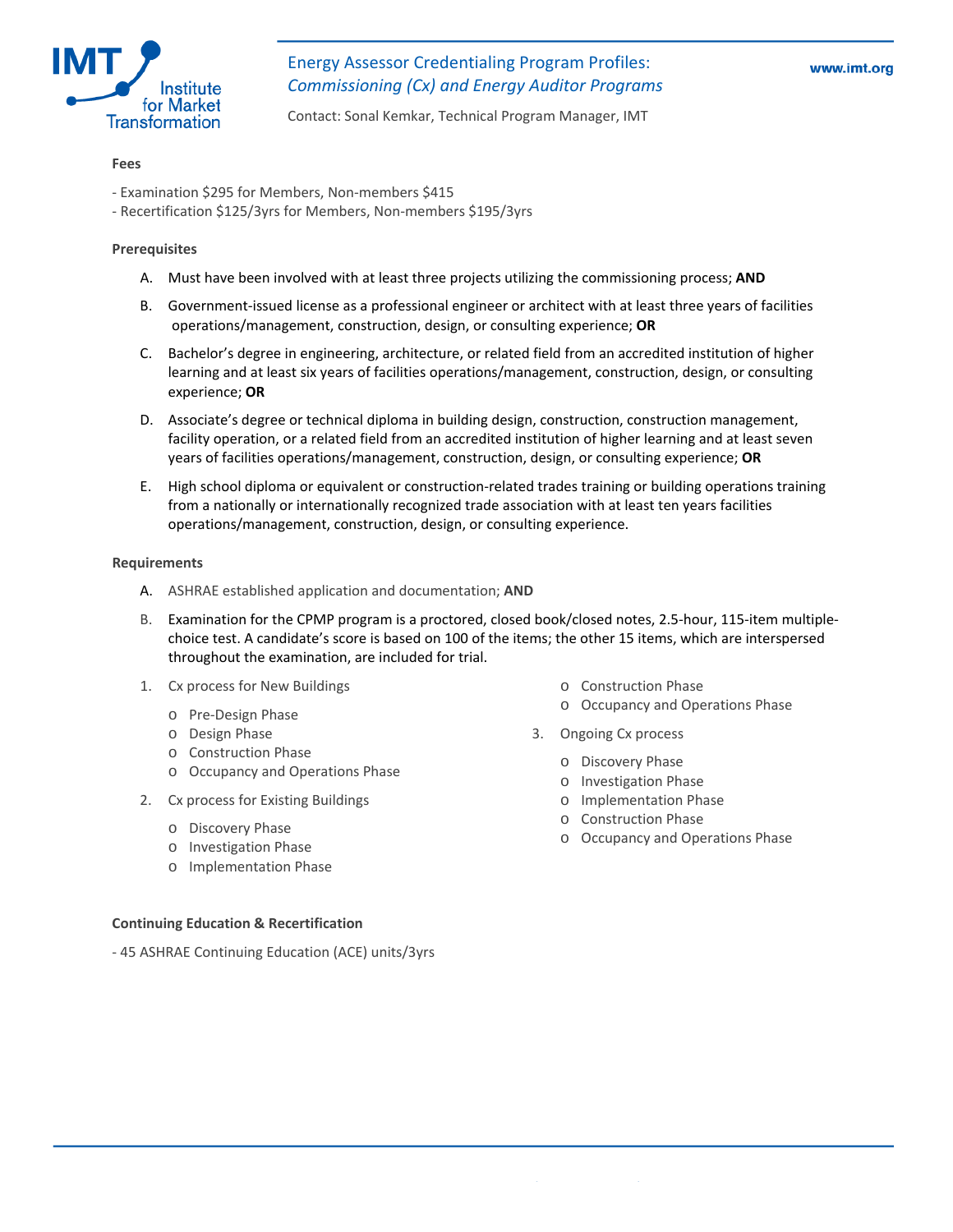**Fees**

- Examination $295 for Members, Non-members $415
- Recertification $125/3yrs for Members, Non-members $195/3yrs

**Prerequisites**

A. Must have been involved with at least three projects utilizing the commissioning process; **AND**

B. Government-issued license as a professional engineer or architect with at least three years of facilities operations/management, construction, design, or consulting experience; **OR**

C. Bachelor's degree in engineering, architecture, or related field from an accredited institution of higher learning and at least six years of facilities operations/management, construction, design, or consulting experience; **OR**

D. Associate's degree or technical diploma in building design, construction, construction management, facility operation, or a related field from an accredited institution of higher learning and at least seven years of facilities operations/management, construction, design, or consulting experience; **OR**

E. High school diploma or equivalent or construction-related trades training or building operations training from a nationally or internationally recognized trade association with at least ten years facilities operations/management, construction, design, or consulting experience.

**Requirements**

A. ASHRAE established application and documentation; **AND**

B. Examination for the CPMP program is a proctored, closed book/closed notes, 2.5-hour, 115-item multiple-choice test. A candidate's score is based on 100 of the items; the other 15 items, which are interspersed throughout the examination, are included for trial.

1. Cx process for New Buildings
   - Pre-Design Phase
   - Design Phase
   - Construction Phase
   - Occupancy and Operations Phase
2. Cx process for Existing Buildings
   - Discovery Phase
   - Investigation Phase
   - Implementation Phase
   - Construction Phase
   - Occupancy and Operations Phase
3. Ongoing Cx process
   - Discovery Phase
   - Investigation Phase
   - Implementation Phase
   - Construction Phase
   - Occupancy and Operations Phase

**Continuing Education & Recertification**

- 45 ASHRAE Continuing Education (ACE) units/3yrs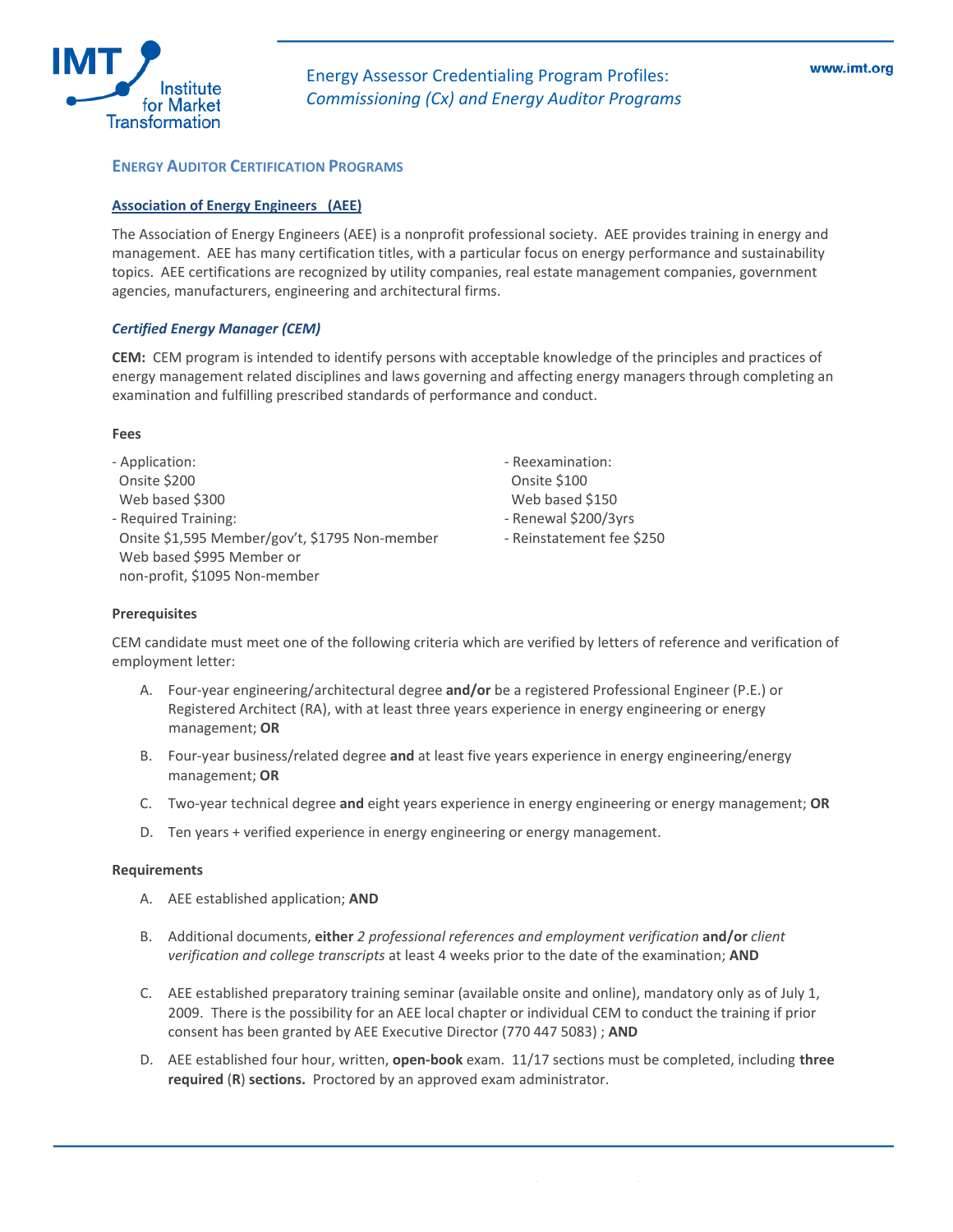## ENERGY AUDITOR CERTIFICATION PROGRAMS

### Association of Energy Engineers (AEE)

The Association of Energy Engineers (AEE) is a nonprofit professional society. AEE provides training in energy and management. AEE has many certification titles, with a particular focus on energy performance and sustainability topics. AEE certifications are recognized by utility companies, real estate management companies, government agencies, manufacturers, engineering and architectural firms.

### *Certified Energy Manager (CEM)*

**CEM:** CEM program is intended to identify persons with acceptable knowledge of the principles and practices of energy management related disciplines and laws governing and affecting energy managers through completing an examination and fulfilling prescribed standards of performance and conduct.

**Fees**

- Application:
  Onsite $200
  Web based $300
- Required Training:
  Onsite $1,595 Member/gov't, $1795 Non-member
  Web based $995 Member or non-profit, $1095 Non-member
- Reexamination:
  Onsite $100
  Web based $150
- Renewal $200/3yrs
- Reinstatement fee $250

**Prerequisites**

CEM candidate must meet one of the following criteria which are verified by letters of reference and verification of employment letter:

A. Four-year engineering/architectural degree **and/or** be a registered Professional Engineer (P.E.) or Registered Architect (RA), with at least three years experience in energy engineering or energy management; **OR**

B. Four-year business/related degree **and** at least five years experience in energy engineering/energy management; **OR**

C. Two-year technical degree **and** eight years experience in energy engineering or energy management; **OR**

D. Ten years + verified experience in energy engineering or energy management.

**Requirements**

A. AEE established application; **AND**

B. Additional documents, **either** *2 professional references and employment verification* **and/or** *client verification and college transcripts* at least 4 weeks prior to the date of the examination; **AND**

C. AEE established preparatory training seminar (available onsite and online), mandatory only as of July 1, 2009. There is the possibility for an AEE local chapter or individual CEM to conduct the training if prior consent has been granted by AEE Executive Director (770 447 5083) ; **AND**

D. AEE established four hour, written, **open-book** exam. 11/17 sections must be completed, including **three required** (**R**) **sections.** Proctored by an approved exam administrator.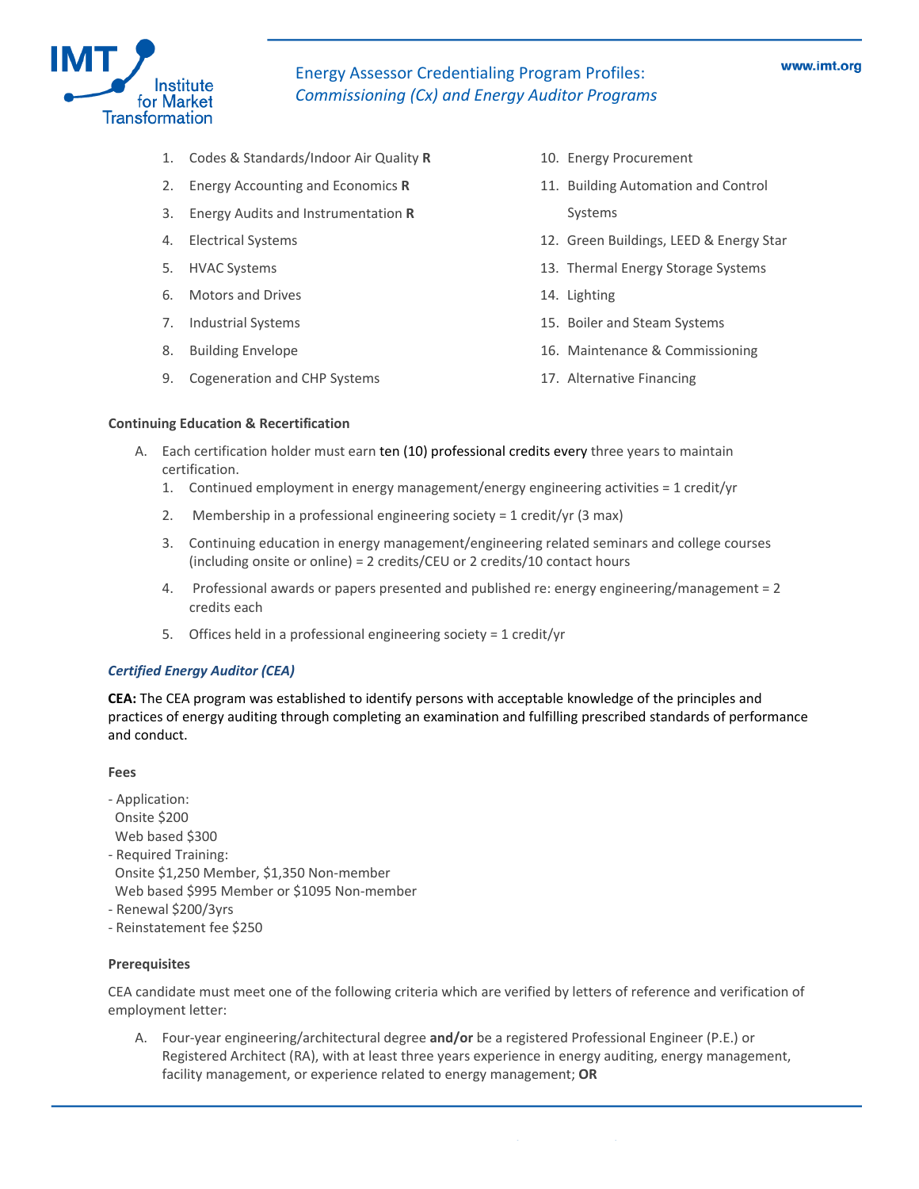1. Codes & Standards/Indoor Air Quality **R**
2. Energy Accounting and Economics **R**
3. Energy Audits and Instrumentation **R**
4. Electrical Systems
5. HVAC Systems
6. Motors and Drives
7. Industrial Systems
8. Building Envelope
9. Cogeneration and CHP Systems
10. Energy Procurement
11. Building Automation and Control Systems
12. Green Buildings, LEED & Energy Star
13. Thermal Energy Storage Systems
14. Lighting
15. Boiler and Steam Systems
16. Maintenance & Commissioning
17. Alternative Financing

**Continuing Education & Recertification**

A. Each certification holder must earn ten (10) professional credits every three years to maintain certification.
   1. Continued employment in energy management/energy engineering activities = 1 credit/yr
   2. Membership in a professional engineering society = 1 credit/yr (3 max)
   3. Continuing education in energy management/engineering related seminars and college courses (including onsite or online) = 2 credits/CEU or 2 credits/10 contact hours
   4. Professional awards or papers presented and published re: energy engineering/management = 2 credits each
   5. Offices held in a professional engineering society = 1 credit/yr

***Certified Energy Auditor (CEA)***

**CEA:** The CEA program was established to identify persons with acceptable knowledge of the principles and practices of energy auditing through completing an examination and fulfilling prescribed standards of performance and conduct.

**Fees**

- Application:
  Onsite $200
  Web based $300
- Required Training:
  Onsite $1,250 Member, $1,350 Non-member
  Web based $995 Member or $1095 Non-member
- Renewal $200/3yrs
- Reinstatement fee $250

**Prerequisites**

CEA candidate must meet one of the following criteria which are verified by letters of reference and verification of employment letter:

A. Four-year engineering/architectural degree **and/or** be a registered Professional Engineer (P.E.) or Registered Architect (RA), with at least three years experience in energy auditing, energy management, facility management, or experience related to energy management; **OR**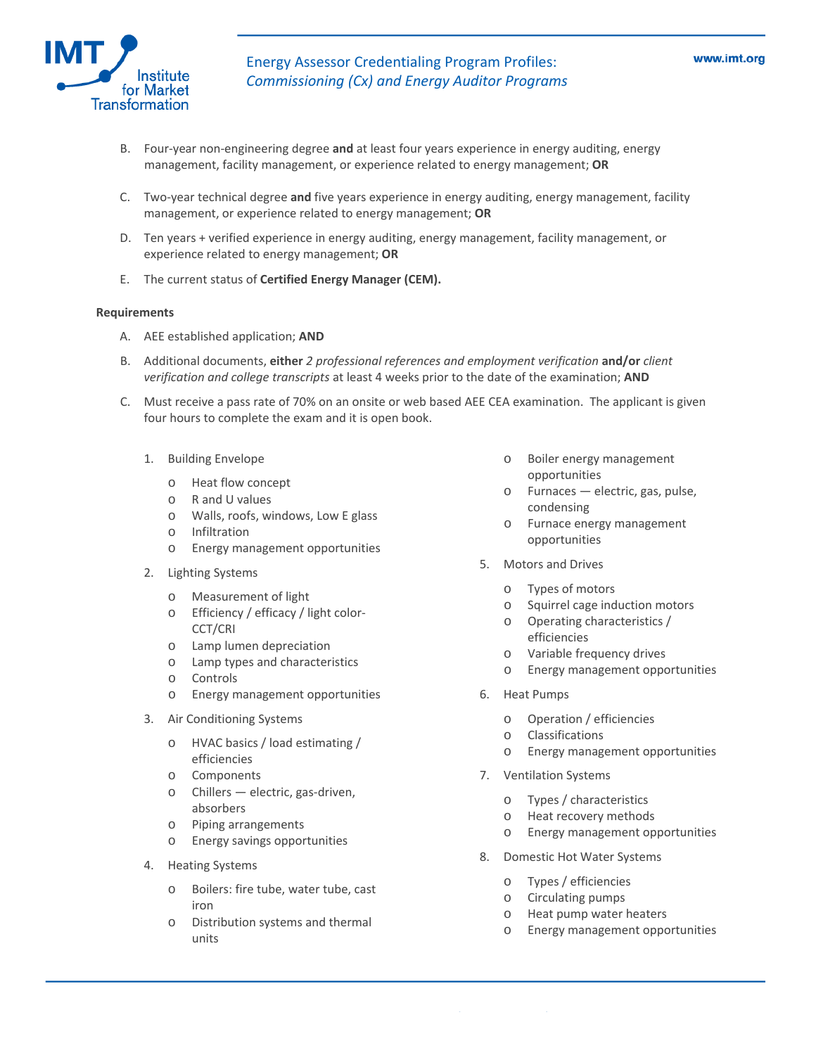B. Four-year non-engineering degree **and** at least four years experience in energy auditing, energy management, facility management, or experience related to energy management; **OR**

C. Two-year technical degree **and** five years experience in energy auditing, energy management, facility management, or experience related to energy management; **OR**

D. Ten years + verified experience in energy auditing, energy management, facility management, or experience related to energy management; **OR**

E. The current status of **Certified Energy Manager (CEM).**

**Requirements**

A. AEE established application; **AND**

B. Additional documents, **either** *2 professional references and employment verification* **and/or** *client verification and college transcripts* at least 4 weeks prior to the date of the examination; **AND**

C. Must receive a pass rate of 70% on an onsite or web based AEE CEA examination. The applicant is given four hours to complete the exam and it is open book.

1. Building Envelope
   - Heat flow concept
   - R and U values
   - Walls, roofs, windows, Low E glass
   - Infiltration
   - Energy management opportunities
2. Lighting Systems
   - Measurement of light
   - Efficiency / efficacy / light color-CCT/CRI
   - Lamp lumen depreciation
   - Lamp types and characteristics
   - Controls
   - Energy management opportunities
3. Air Conditioning Systems
   - HVAC basics / load estimating / efficiencies
   - Components
   - Chillers — electric, gas-driven, absorbers
   - Piping arrangements
   - Energy savings opportunities
4. Heating Systems
   - Boilers: fire tube, water tube, cast iron
   - Distribution systems and thermal units
   - Boiler energy management opportunities
   - Furnaces — electric, gas, pulse, condensing
   - Furnace energy management opportunities
5. Motors and Drives
   - Types of motors
   - Squirrel cage induction motors
   - Operating characteristics / efficiencies
   - Variable frequency drives
   - Energy management opportunities
6. Heat Pumps
   - Operation / efficiencies
   - Classifications
   - Energy management opportunities
7. Ventilation Systems
   - Types / characteristics
   - Heat recovery methods
   - Energy management opportunities
8. Domestic Hot Water Systems
   - Types / efficiencies
   - Circulating pumps
   - Heat pump water heaters
   - Energy management opportunities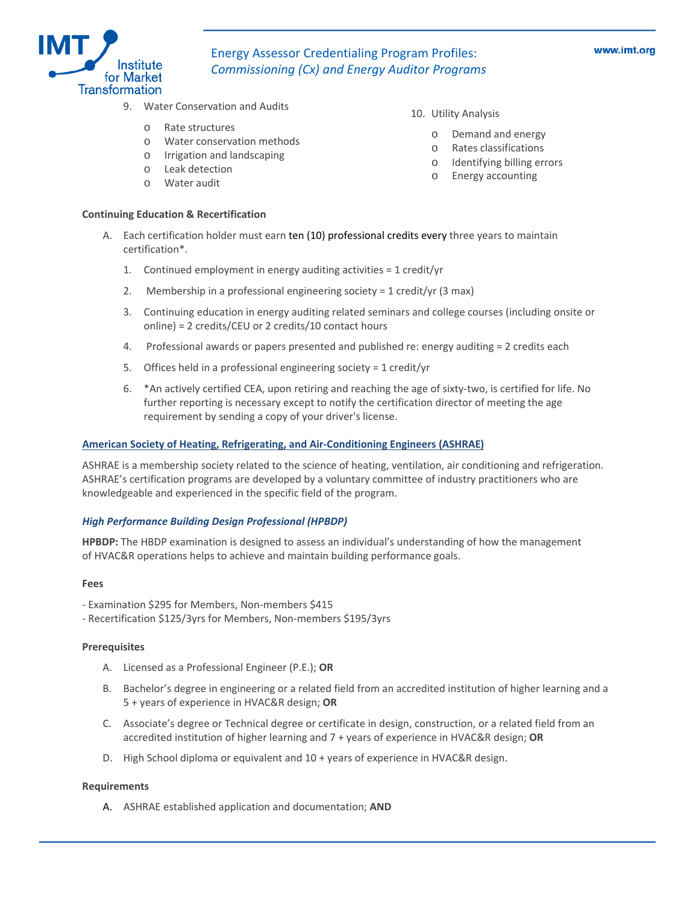9. Water Conservation and Audits
    - Rate structures
    - Water conservation methods
    - Irrigation and landscaping
    - Leak detection
    - Water audit

10. Utility Analysis
    - Demand and energy
    - Rates classifications
    - Identifying billing errors
    - Energy accounting

**Continuing Education & Recertification**

A. Each certification holder must earn ten (10) professional credits every three years to maintain certification*.

1. Continued employment in energy auditing activities = 1 credit/yr
2. Membership in a professional engineering society = 1 credit/yr (3 max)
3. Continuing education in energy auditing related seminars and college courses (including onsite or online) = 2 credits/CEU or 2 credits/10 contact hours
4. Professional awards or papers presented and published re: energy auditing = 2 credits each
5. Offices held in a professional engineering society = 1 credit/yr
6. *An actively certified CEA, upon retiring and reaching the age of sixty-two, is certified for life. No further reporting is necessary except to notify the certification director of meeting the age requirement by sending a copy of your driver's license.

## American Society of Heating, Refrigerating, and Air-Conditioning Engineers (ASHRAE)

ASHRAE is a membership society related to the science of heating, ventilation, air conditioning and refrigeration. ASHRAE's certification programs are developed by a voluntary committee of industry practitioners who are knowledgeable and experienced in the specific field of the program.

### *High Performance Building Design Professional (HPBDP)*

**HPBDP:** The HBDP examination is designed to assess an individual's understanding of how the management of HVAC&R operations helps to achieve and maintain building performance goals.

**Fees**

- Examination $295 for Members, Non-members $415
- Recertification $125/3yrs for Members, Non-members $195/3yrs

**Prerequisites**

A. Licensed as a Professional Engineer (P.E.); **OR**

B. Bachelor's degree in engineering or a related field from an accredited institution of higher learning and a 5 + years of experience in HVAC&R design; **OR**

C. Associate's degree or Technical degree or certificate in design, construction, or a related field from an accredited institution of higher learning and 7 + years of experience in HVAC&R design; **OR**

D. High School diploma or equivalent and 10 + years of experience in HVAC&R design.

**Requirements**

A. ASHRAE established application and documentation; **AND**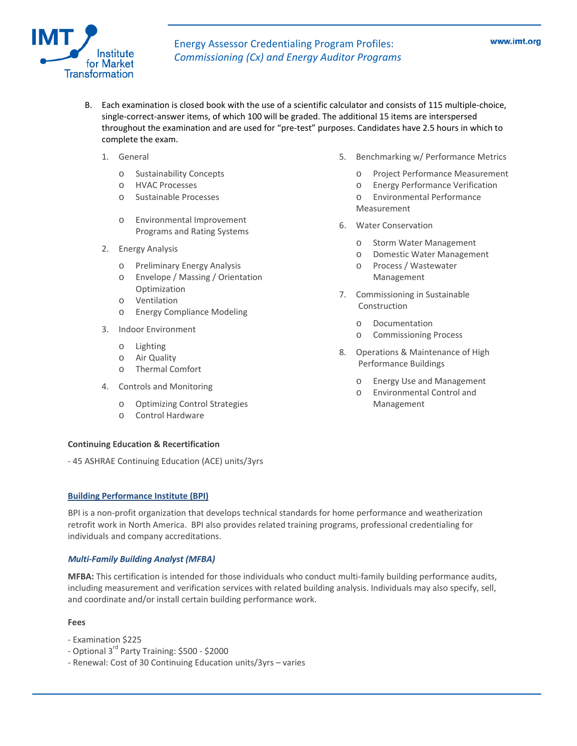B. Each examination is closed book with the use of a scientific calculator and consists of 115 multiple-choice, single-correct-answer items, of which 100 will be graded. The additional 15 items are interspersed throughout the examination and are used for "pre-test" purposes. Candidates have 2.5 hours in which to complete the exam.

1. General
   - Sustainability Concepts
   - HVAC Processes
   - Sustainable Processes
   - Environmental Improvement Programs and Rating Systems
2. Energy Analysis
   - Preliminary Energy Analysis
   - Envelope / Massing / Orientation Optimization
   - Ventilation
   - Energy Compliance Modeling
3. Indoor Environment
   - Lighting
   - Air Quality
   - Thermal Comfort
4. Controls and Monitoring
   - Optimizing Control Strategies
   - Control Hardware
5. Benchmarking w/ Performance Metrics
   - Project Performance Measurement
   - Energy Performance Verification
   - Environmental Performance Measurement
6. Water Conservation
   - Storm Water Management
   - Domestic Water Management
   - Process / Wastewater Management
7. Commissioning in Sustainable Construction
   - Documentation
   - Commissioning Process
8. Operations & Maintenance of High Performance Buildings
   - Energy Use and Management
   - Environmental Control and Management

**Continuing Education & Recertification**

- 45 ASHRAE Continuing Education (ACE) units/3yrs

## Building Performance Institute (BPI)

BPI is a non-profit organization that develops technical standards for home performance and weatherization retrofit work in North America. BPI also provides related training programs, professional credentialing for individuals and company accreditations.

### *Multi-Family Building Analyst (MFBA)*

**MFBA:** This certification is intended for those individuals who conduct multi-family building performance audits, including measurement and verification services with related building analysis. Individuals may also specify, sell, and coordinate and/or install certain building performance work.

**Fees**

- Examination $225
- Optional 3rd Party Training: $500 - $2000
- Renewal: Cost of 30 Continuing Education units/3yrs – varies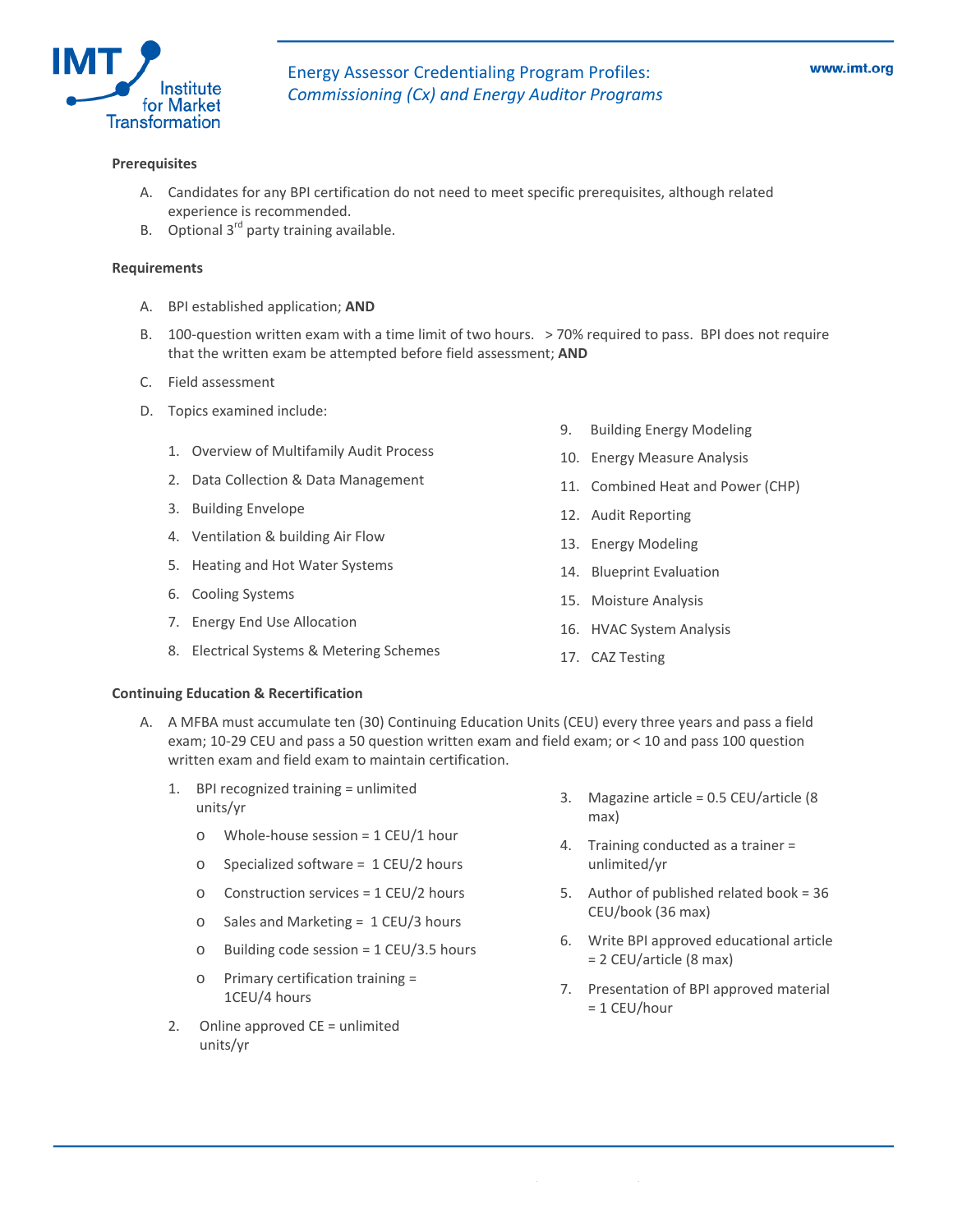**Prerequisites**

A. Candidates for any BPI certification do not need to meet specific prerequisites, although related experience is recommended.
B. Optional 3rd party training available.

**Requirements**

A. BPI established application; **AND**

B. 100-question written exam with a time limit of two hours. > 70% required to pass. BPI does not require that the written exam be attempted before field assessment; **AND**

C. Field assessment

D. Topics examined include:

1. Overview of Multifamily Audit Process
2. Data Collection & Data Management
3. Building Envelope
4. Ventilation & building Air Flow
5. Heating and Hot Water Systems
6. Cooling Systems
7. Energy End Use Allocation
8. Electrical Systems & Metering Schemes
9. Building Energy Modeling
10. Energy Measure Analysis
11. Combined Heat and Power (CHP)
12. Audit Reporting
13. Energy Modeling
14. Blueprint Evaluation
15. Moisture Analysis
16. HVAC System Analysis
17. CAZ Testing

**Continuing Education & Recertification**

A. A MFBA must accumulate ten (30) Continuing Education Units (CEU) every three years and pass a field exam; 10-29 CEU and pass a 50 question written exam and field exam; or < 10 and pass 100 question written exam and field exam to maintain certification.

1. BPI recognized training = unlimited units/yr
   - Whole-house session = 1 CEU/1 hour
   - Specialized software = 1 CEU/2 hours
   - Construction services = 1 CEU/2 hours
   - Sales and Marketing = 1 CEU/3 hours
   - Building code session = 1 CEU/3.5 hours
   - Primary certification training = 1CEU/4 hours
2. Online approved CE = unlimited units/yr
3. Magazine article = 0.5 CEU/article (8 max)
4. Training conducted as a trainer = unlimited/yr
5. Author of published related book = 36 CEU/book (36 max)
6. Write BPI approved educational article = 2 CEU/article (8 max)
7. Presentation of BPI approved material = 1 CEU/hour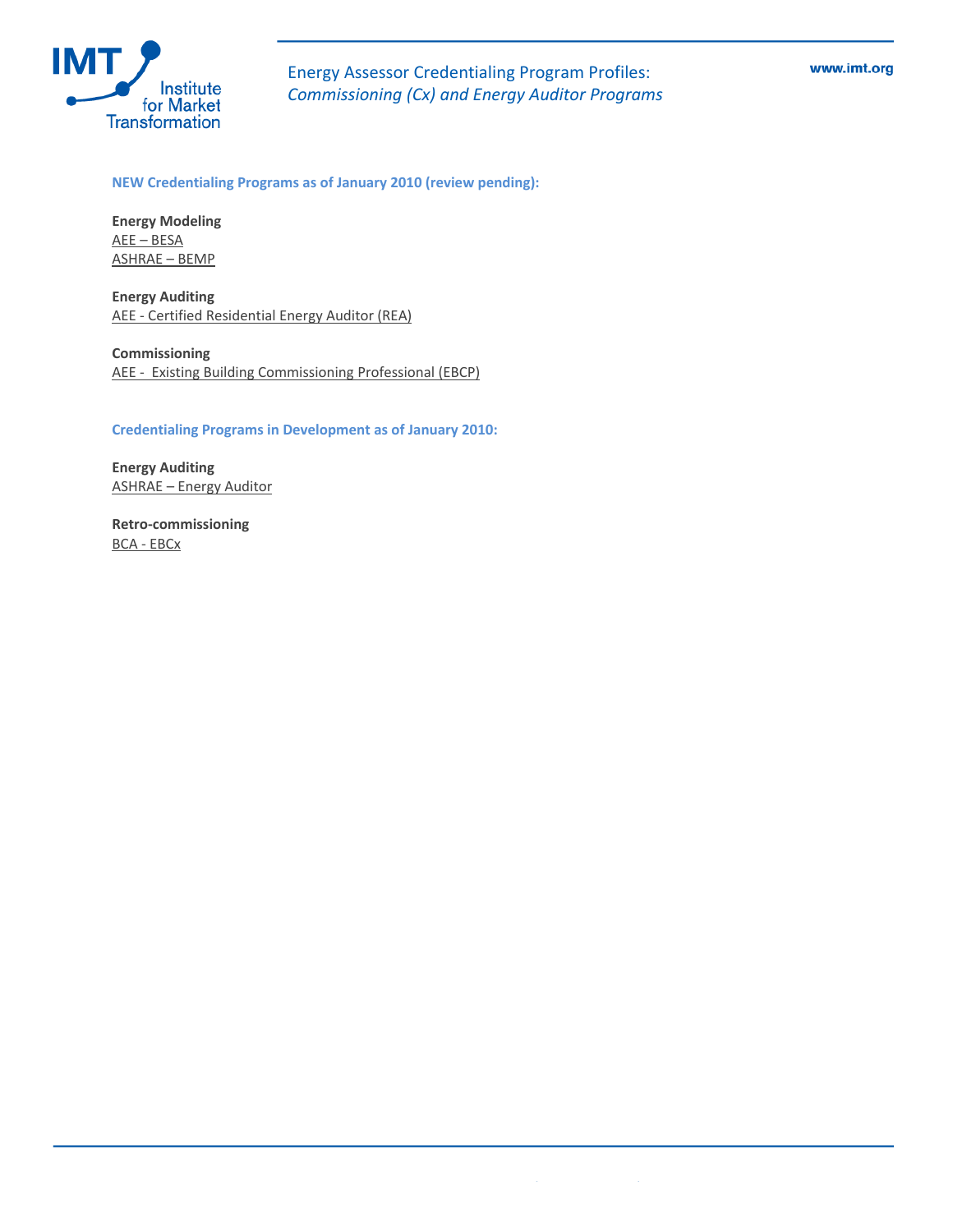**NEW Credentialing Programs as of January 2010 (review pending):**

**Energy Modeling**
AEE – BESA
ASHRAE – BEMP

**Energy Auditing**
AEE - Certified Residential Energy Auditor (REA)

**Commissioning**
AEE - Existing Building Commissioning Professional (EBCP)

**Credentialing Programs in Development as of January 2010:**

**Energy Auditing**
ASHRAE – Energy Auditor

**Retro-commissioning**
BCA - EBCx